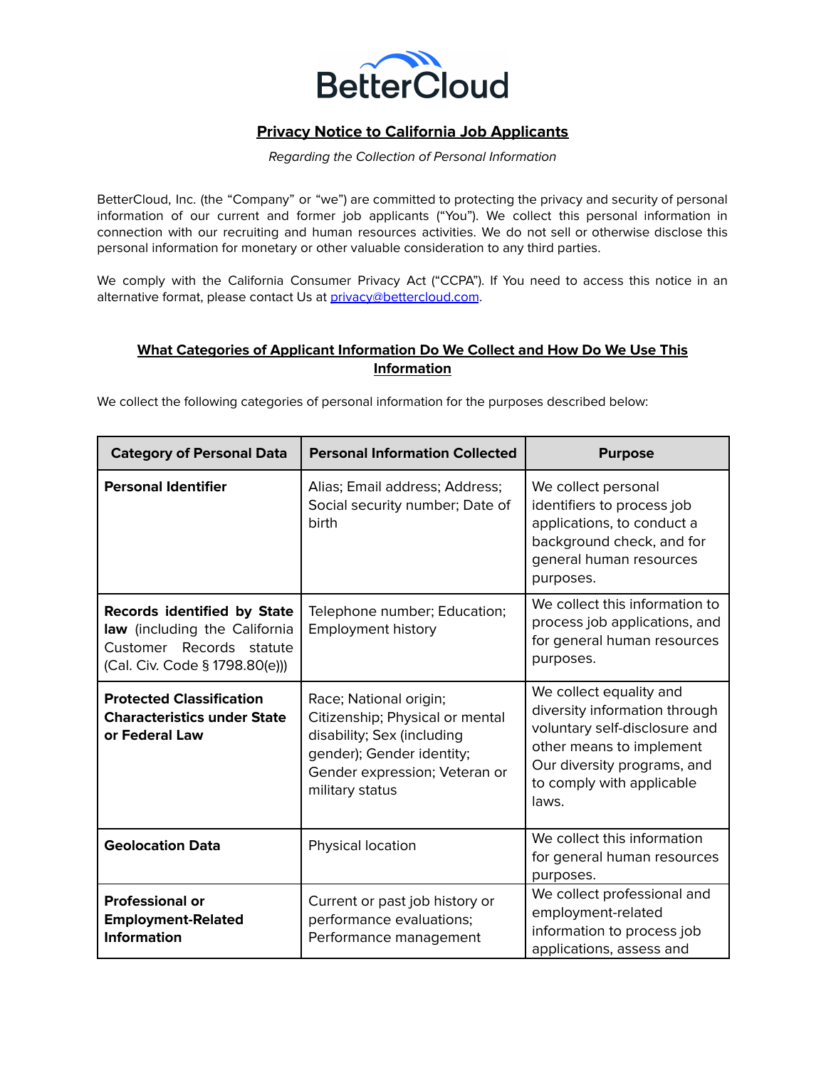BetterCloud

## Privacy Notice to California Job Applicants

*Regarding the Collection of Personal Information*

BetterCloud, Inc. (the "Company" or "we") are committed to protecting the privacy and security of personal information of our current and former job applicants ("You"). We collect this personal information in connection with our recruiting and human resources activities. We do not sell or otherwise disclose this personal information for monetary or other valuable consideration to any third parties.

We comply with the California Consumer Privacy Act ("CCPA"). If You need to access this notice in an alternative format, please contact Us at privacy@bettercloud.com.

### What Categories of Applicant Information Do We Collect and How Do We Use This Information

We collect the following categories of personal information for the purposes described below:

| Category of Personal Data | Personal Information Collected | Purpose |
|---|---|---|
| **Personal Identifier** | Alias; Email address; Address; Social security number; Date of birth | We collect personal identifiers to process job applications, to conduct a background check, and for general human resources purposes. |
| **Records identified by State law** (including the California Customer Records statute (Cal. Civ. Code § 1798.80(e))) | Telephone number; Education; Employment history | We collect this information to process job applications, and for general human resources purposes. |
| **Protected Classification Characteristics under State or Federal Law** | Race; National origin; Citizenship; Physical or mental disability; Sex (including gender); Gender identity; Gender expression; Veteran or military status | We collect equality and diversity information through voluntary self-disclosure and other means to implement Our diversity programs, and to comply with applicable laws. |
| **Geolocation Data** | Physical location | We collect this information for general human resources purposes. |
| **Professional or Employment-Related Information** | Current or past job history or performance evaluations; Performance management | We collect professional and employment-related information to process job applications, assess and |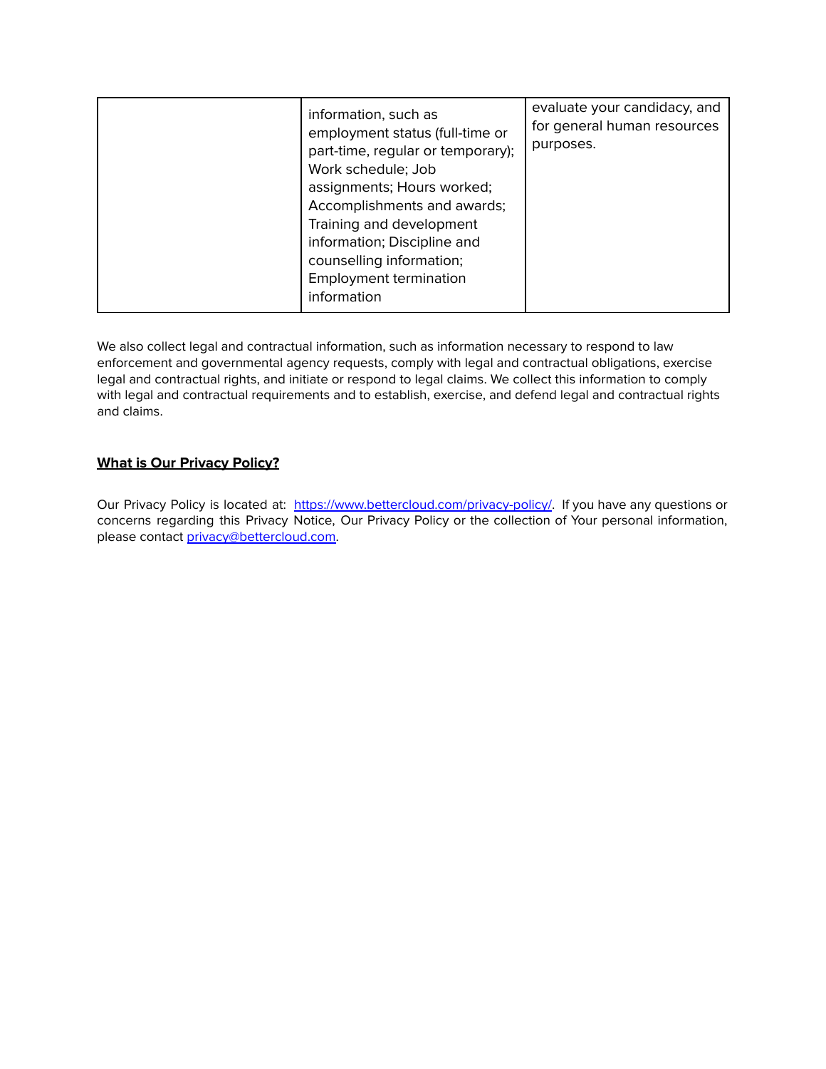| | | |
|---|---|---|
| | information, such as employment status (full-time or part-time, regular or temporary); Work schedule; Job assignments; Hours worked; Accomplishments and awards; Training and development information; Discipline and counselling information; Employment termination information | evaluate your candidacy, and for general human resources purposes. |

We also collect legal and contractual information, such as information necessary to respond to law enforcement and governmental agency requests, comply with legal and contractual obligations, exercise legal and contractual rights, and initiate or respond to legal claims. We collect this information to comply with legal and contractual requirements and to establish, exercise, and defend legal and contractual rights and claims.

## **What is Our Privacy Policy?**

Our Privacy Policy is located at: [https://www.bettercloud.com/privacy-policy/](https://www.bettercloud.com/privacy-policy/). If you have any questions or concerns regarding this Privacy Notice, Our Privacy Policy or the collection of Your personal information, please contact [privacy@bettercloud.com](mailto:privacy@bettercloud.com).